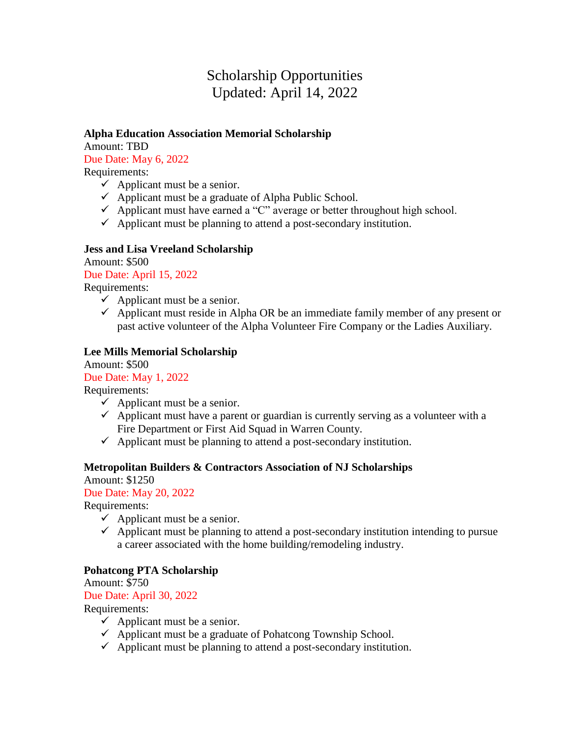# Scholarship Opportunities
Updated: April 14, 2022

**Alpha Education Association Memorial Scholarship**
Amount: TBD
Due Date: May 6, 2022
Requirements:

- ✓ Applicant must be a senior.
- ✓ Applicant must be a graduate of Alpha Public School.
- ✓ Applicant must have earned a "C" average or better throughout high school.
- ✓ Applicant must be planning to attend a post-secondary institution.

**Jess and Lisa Vreeland Scholarship**
Amount: $500
Due Date: April 15, 2022
Requirements:

- ✓ Applicant must be a senior.
- ✓ Applicant must reside in Alpha OR be an immediate family member of any present or past active volunteer of the Alpha Volunteer Fire Company or the Ladies Auxiliary.

**Lee Mills Memorial Scholarship**
Amount: $500
Due Date: May 1, 2022
Requirements:

- ✓ Applicant must be a senior.
- ✓ Applicant must have a parent or guardian is currently serving as a volunteer with a Fire Department or First Aid Squad in Warren County.
- ✓ Applicant must be planning to attend a post-secondary institution.

**Metropolitan Builders & Contractors Association of NJ Scholarships**
Amount: $1250
Due Date: May 20, 2022
Requirements:

- ✓ Applicant must be a senior.
- ✓ Applicant must be planning to attend a post-secondary institution intending to pursue a career associated with the home building/remodeling industry.

**Pohatcong PTA Scholarship**
Amount: $750
Due Date: April 30, 2022
Requirements:

- ✓ Applicant must be a senior.
- ✓ Applicant must be a graduate of Pohatcong Township School.
- ✓ Applicant must be planning to attend a post-secondary institution.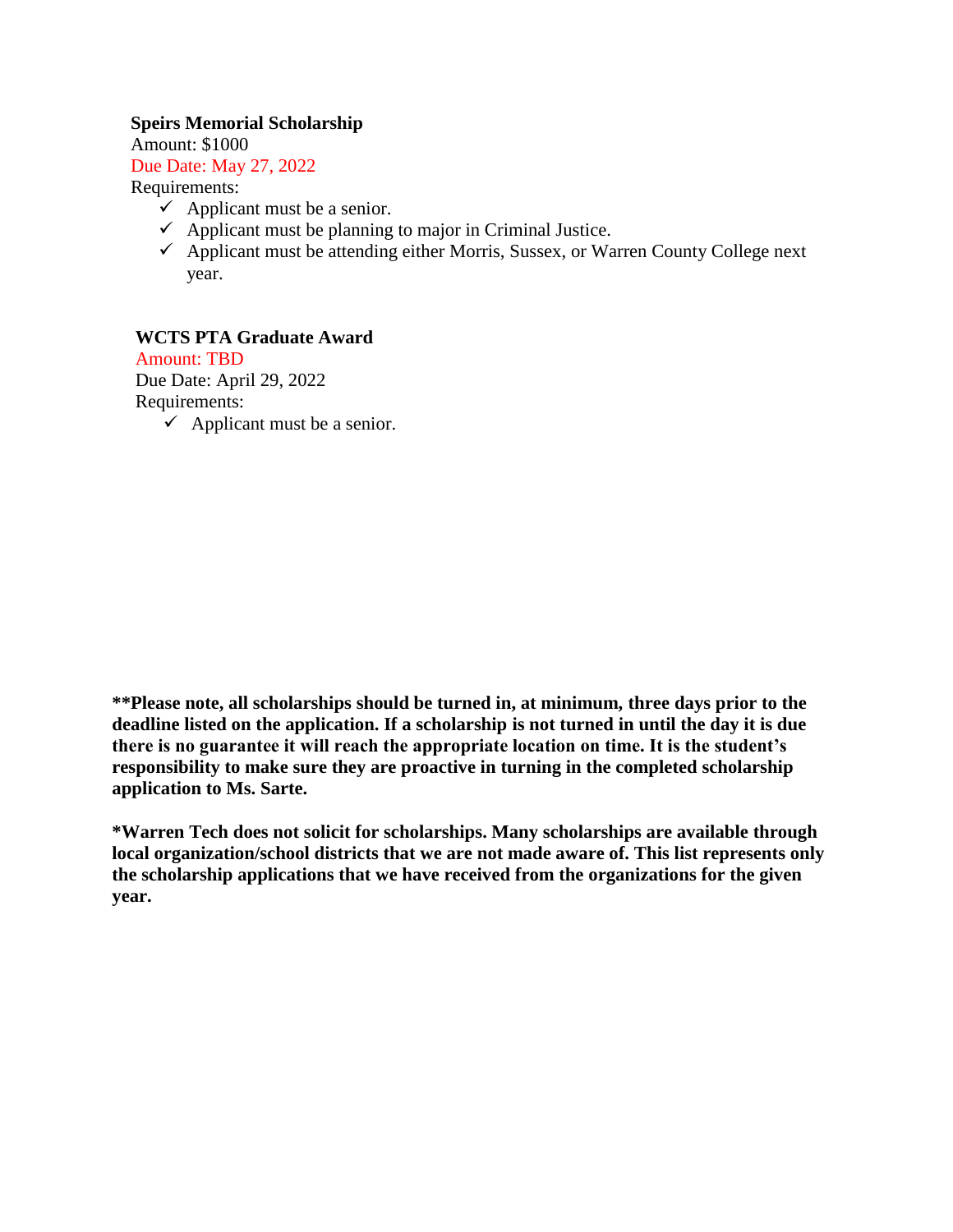**Speirs Memorial Scholarship**
Amount: $1000
Due Date: May 27, 2022
Requirements:

- ✓ Applicant must be a senior.
- ✓ Applicant must be planning to major in Criminal Justice.
- ✓ Applicant must be attending either Morris, Sussex, or Warren County College next year.

**WCTS PTA Graduate Award**
Amount: TBD
Due Date: April 29, 2022
Requirements:

- ✓ Applicant must be a senior.

****Please note, all scholarships should be turned in, at minimum, three days prior to the deadline listed on the application. If a scholarship is not turned in until the day it is due there is no guarantee it will reach the appropriate location on time. It is the student's responsibility to make sure they are proactive in turning in the completed scholarship application to Ms. Sarte.**

***Warren Tech does not solicit for scholarships. Many scholarships are available through local organization/school districts that we are not made aware of. This list represents only the scholarship applications that we have received from the organizations for the given year.**